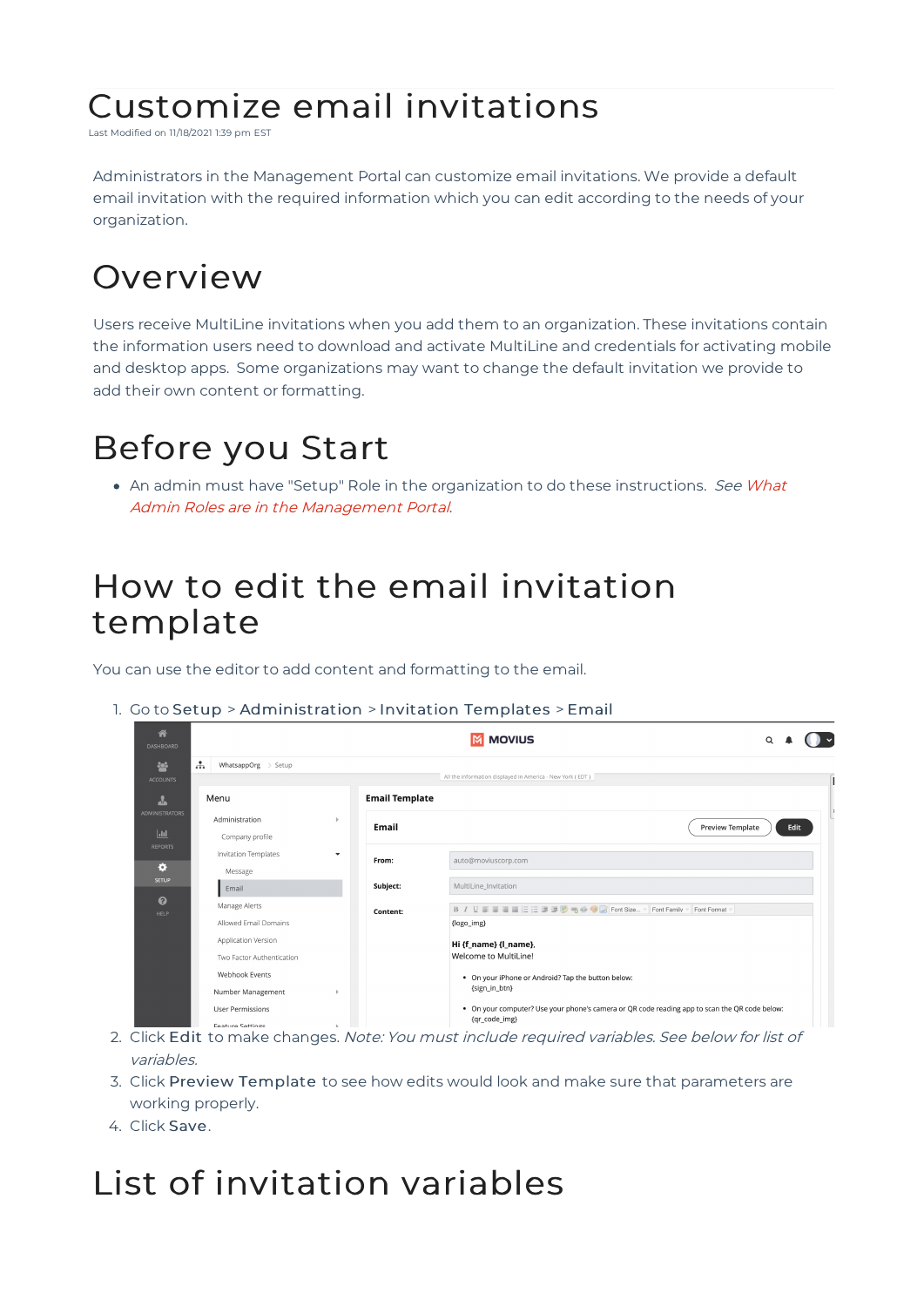# Customize email invitations

Last Modified on 11/18/2021 1:39 pm EST

Administrators in the Management Portal can customize email invitations. We provide a default email invitation with the required information which you can edit according to the needs of your organization.

## Overview

Users receive MultiLine invitations when you add them to an organization. These invitations contain the information users need to download and activate MultiLine and credentials for activating mobile and desktop apps. Some organizations may want to change the default invitation we provide to add their own content or formatting.

## Before you Start

- An admin must have "Setup" Role in the organization to do these instructions. *See What Admin Roles are in the Management Portal.*

## How to edit the email invitation template

You can use the editor to add content and formatting to the email.

1. Go to **Setup** > **Administration** > **Invitation Templates** > **Email**
2. Click **Edit** to make changes. *Note: You must include required variables. See below for list of variables.*
3. Click **Preview Template** to see how edits would look and make sure that parameters are working properly.
4. Click **Save**.

## List of invitation variables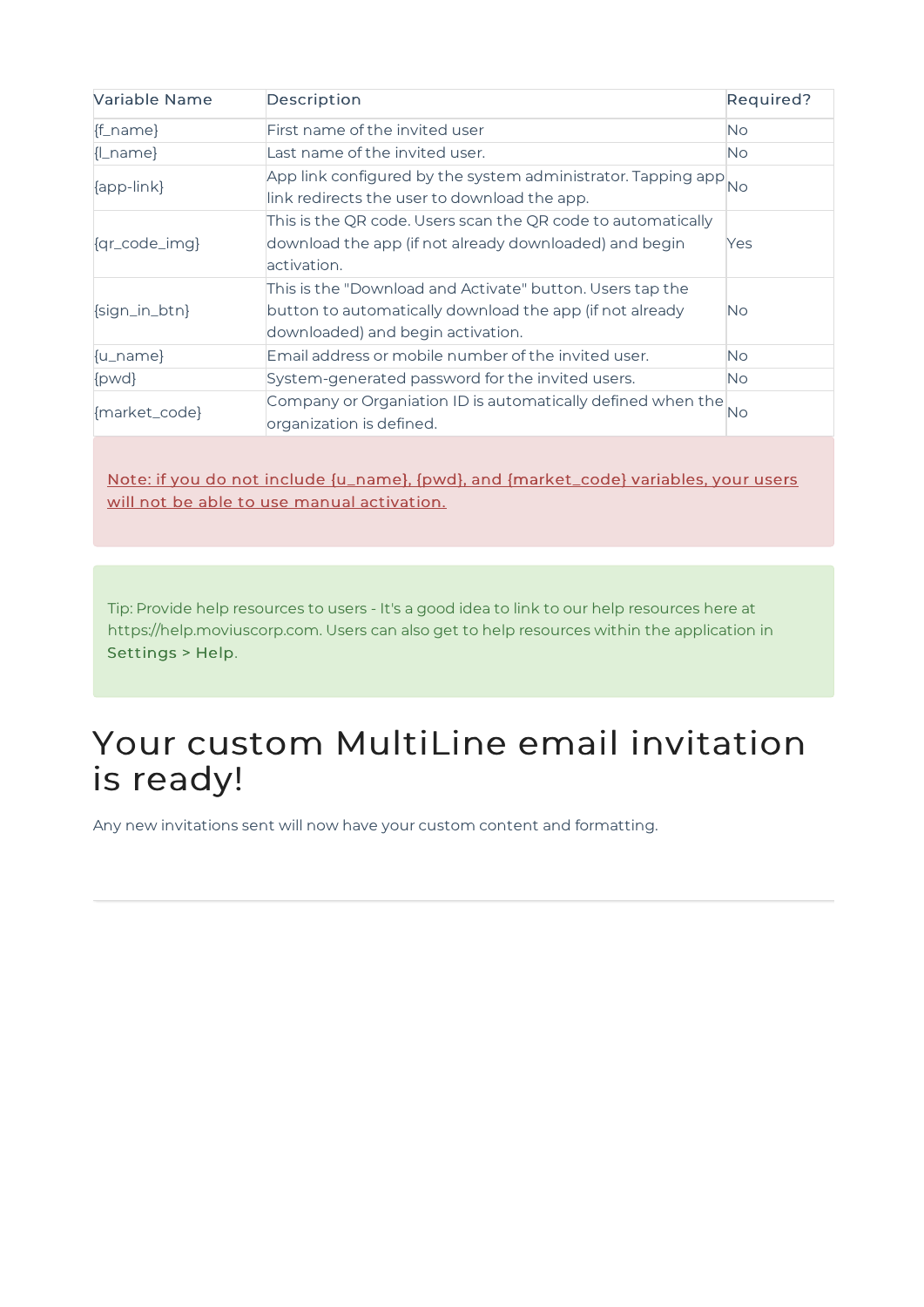| Variable Name | Description | Required? |
| --- | --- | --- |
| {f_name} | First name of the invited user | No |
| {l_name} | Last name of the invited user. | No |
| {app-link} | App link configured by the system administrator. Tapping app link redirects the user to download the app. | No |
| {qr_code_img} | This is the QR code. Users scan the QR code to automatically download the app (if not already downloaded) and begin activation. | Yes |
| {sign_in_btn} | This is the "Download and Activate" button. Users tap the button to automatically download the app (if not already downloaded) and begin activation. | No |
| {u_name} | Email address or mobile number of the invited user. | No |
| {pwd} | System-generated password for the invited users. | No |
| {market_code} | Company or Organiation ID is automatically defined when the organization is defined. | No |

Note: if you do not include {u_name}, {pwd}, and {market_code} variables, your users will not be able to use manual activation.

Tip: Provide help resources to users - It's a good idea to link to our help resources here at https://help.moviuscorp.com. Users can also get to help resources within the application in Settings > Help.

# Your custom MultiLine email invitation is ready!

Any new invitations sent will now have your custom content and formatting.